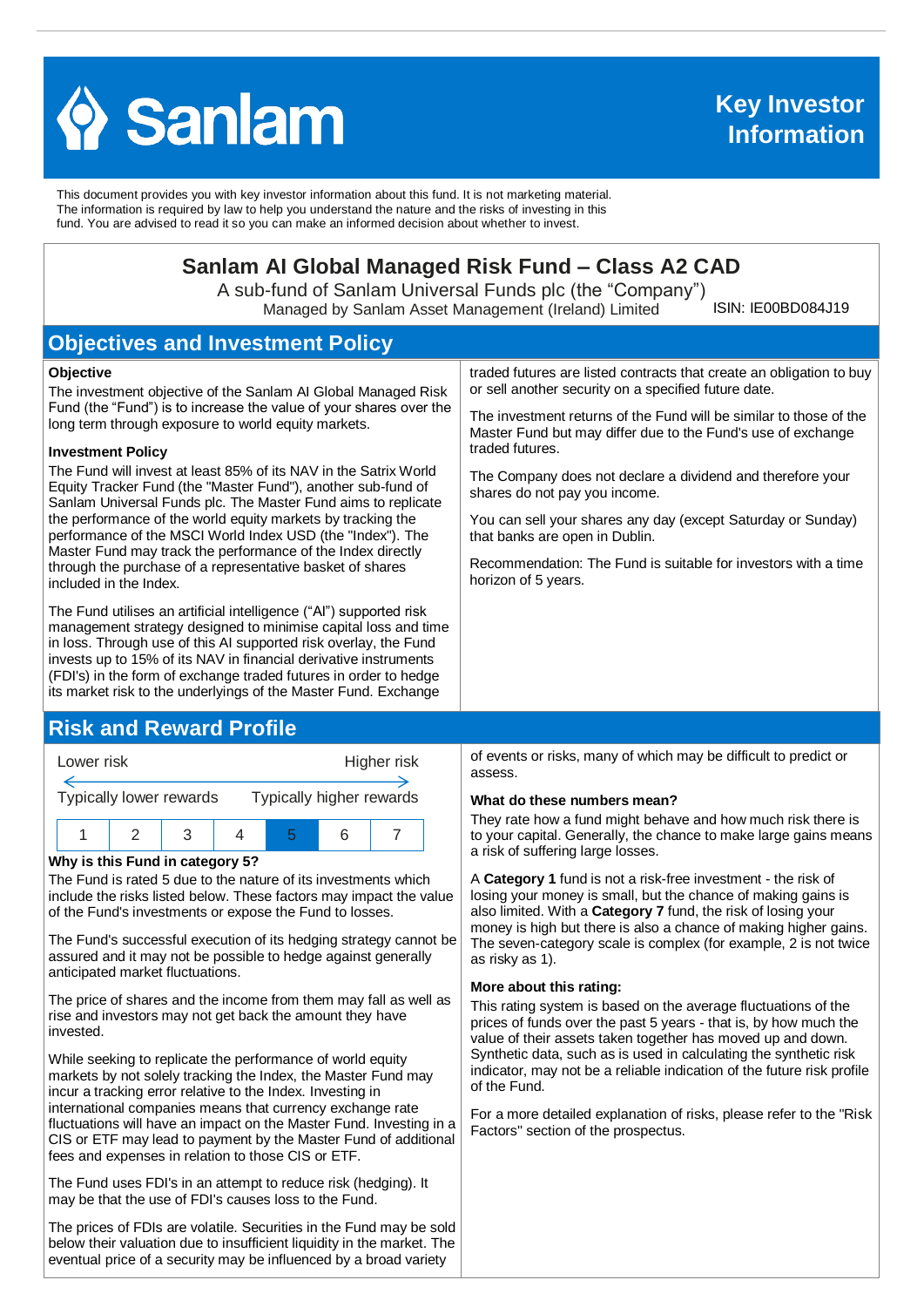# Sanlam

## Key Investor Information

This document provides you with key investor information about this fund. It is not marketing material. The information is required by law to help you understand the nature and the risks of investing in this fund. You are advised to read it so you can make an informed decision about whether to invest.

# Sanlam AI Global Managed Risk Fund – Class A2 CAD

A sub-fund of Sanlam Universal Funds plc (the "Company")
Managed by Sanlam Asset Management (Ireland) Limited

ISIN: IE00BD084J19

## Objectives and Investment Policy

**Objective**

The investment objective of the Sanlam AI Global Managed Risk Fund (the "Fund") is to increase the value of your shares over the long term through exposure to world equity markets.

**Investment Policy**

The Fund will invest at least 85% of its NAV in the Satrix World Equity Tracker Fund (the "Master Fund"), another sub-fund of Sanlam Universal Funds plc. The Master Fund aims to replicate the performance of the world equity markets by tracking the performance of the MSCI World Index USD (the "Index"). The Master Fund may track the performance of the Index directly through the purchase of a representative basket of shares included in the Index.

The Fund utilises an artificial intelligence ("AI") supported risk management strategy designed to minimise capital loss and time in loss. Through use of this AI supported risk overlay, the Fund invests up to 15% of its NAV in financial derivative instruments (FDI's) in the form of exchange traded futures in order to hedge its market risk to the underlyings of the Master Fund. Exchange traded futures are listed contracts that create an obligation to buy or sell another security on a specified future date.

The investment returns of the Fund will be similar to those of the Master Fund but may differ due to the Fund's use of exchange traded futures.

The Company does not declare a dividend and therefore your shares do not pay you income.

You can sell your shares any day (except Saturday or Sunday) that banks are open in Dublin.

Recommendation: The Fund is suitable for investors with a time horizon of 5 years.

## Risk and Reward Profile

Lower risk — Higher risk

Typically lower rewards — Typically higher rewards

| 1 | 2 | 3 | 4 | **5** | 6 | 7 |
|---|---|---|---|---|---|---|

**Why is this Fund in category 5?**

The Fund is rated 5 due to the nature of its investments which include the risks listed below. These factors may impact the value of the Fund's investments or expose the Fund to losses.

The Fund's successful execution of its hedging strategy cannot be assured and it may not be possible to hedge against generally anticipated market fluctuations.

The price of shares and the income from them may fall as well as rise and investors may not get back the amount they have invested.

While seeking to replicate the performance of world equity markets by not solely tracking the Index, the Master Fund may incur a tracking error relative to the Index. Investing in international companies means that currency exchange rate fluctuations will have an impact on the Master Fund. Investing in a CIS or ETF may lead to payment by the Master Fund of additional fees and expenses in relation to those CIS or ETF.

The Fund uses FDI's in an attempt to reduce risk (hedging). It may be that the use of FDI's causes loss to the Fund.

The prices of FDIs are volatile. Securities in the Fund may be sold below their valuation due to insufficient liquidity in the market. The eventual price of a security may be influenced by a broad variety of events or risks, many of which may be difficult to predict or assess.

**What do these numbers mean?**

They rate how a fund might behave and how much risk there is to your capital. Generally, the chance to make large gains means a risk of suffering large losses.

A **Category 1** fund is not a risk-free investment - the risk of losing your money is small, but the chance of making gains is also limited. With a **Category 7** fund, the risk of losing your money is high but there is also a chance of making higher gains. The seven-category scale is complex (for example, 2 is not twice as risky as 1).

**More about this rating:**

This rating system is based on the average fluctuations of the prices of funds over the past 5 years - that is, by how much the value of their assets taken together has moved up and down. Synthetic data, such as is used in calculating the synthetic risk indicator, may not be a reliable indication of the future risk profile of the Fund.

For a more detailed explanation of risks, please refer to the "Risk Factors" section of the prospectus.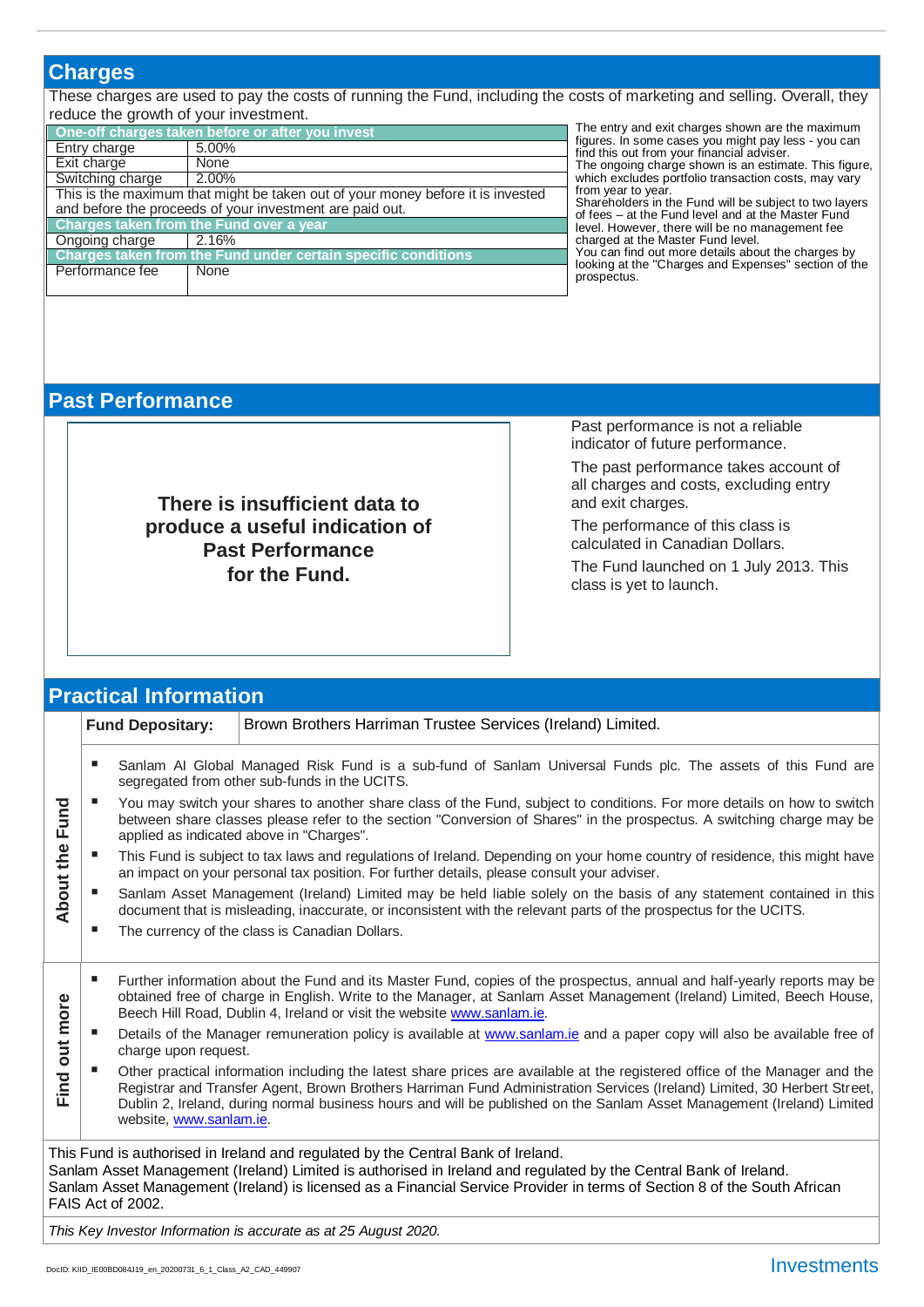## Charges

These charges are used to pay the costs of running the Fund, including the costs of marketing and selling. Overall, they reduce the growth of your investment.

| One-off charges taken before or after you invest | |
|---|---|
| Entry charge | 5.00% |
| Exit charge | None |
| Switching charge | 2.00% |
| This is the maximum that might be taken out of your money before it is invested and before the proceeds of your investment are paid out. | |
| **Charges taken from the Fund over a year** | |
| Ongoing charge | 2.16% |
| **Charges taken from the Fund under certain specific conditions** | |
| Performance fee | None |

The entry and exit charges shown are the maximum figures. In some cases you might pay less - you can find this out from your financial adviser.

The ongoing charge shown is an estimate. This figure, which excludes portfolio transaction costs, may vary from year to year.

Shareholders in the Fund will be subject to two layers of fees – at the Fund level and at the Master Fund level. However, there will be no management fee charged at the Master Fund level.

You can find out more details about the charges by looking at the "Charges and Expenses" section of the prospectus.

## Past Performance

**There is insufficient data to produce a useful indication of Past Performance for the Fund.**

Past performance is not a reliable indicator of future performance.

The past performance takes account of all charges and costs, excluding entry and exit charges.

The performance of this class is calculated in Canadian Dollars.

The Fund launched on 1 July 2013. This class is yet to launch.

## Practical Information

**Fund Depositary:** Brown Brothers Harriman Trustee Services (Ireland) Limited.

### About the Fund

- Sanlam AI Global Managed Risk Fund is a sub-fund of Sanlam Universal Funds plc. The assets of this Fund are segregated from other sub-funds in the UCITS.
- You may switch your shares to another share class of the Fund, subject to conditions. For more details on how to switch between share classes please refer to the section "Conversion of Shares" in the prospectus. A switching charge may be applied as indicated above in "Charges".
- This Fund is subject to tax laws and regulations of Ireland. Depending on your home country of residence, this might have an impact on your personal tax position. For further details, please consult your adviser.
- Sanlam Asset Management (Ireland) Limited may be held liable solely on the basis of any statement contained in this document that is misleading, inaccurate, or inconsistent with the relevant parts of the prospectus for the UCITS.
- The currency of the class is Canadian Dollars.

### Find out more

- Further information about the Fund and its Master Fund, copies of the prospectus, annual and half-yearly reports may be obtained free of charge in English. Write to the Manager, at Sanlam Asset Management (Ireland) Limited, Beech House, Beech Hill Road, Dublin 4, Ireland or visit the website www.sanlam.ie.
- Details of the Manager remuneration policy is available at www.sanlam.ie and a paper copy will also be available free of charge upon request.
- Other practical information including the latest share prices are available at the registered office of the Manager and the Registrar and Transfer Agent, Brown Brothers Harriman Fund Administration Services (Ireland) Limited, 30 Herbert Street, Dublin 2, Ireland, during normal business hours and will be published on the Sanlam Asset Management (Ireland) Limited website, www.sanlam.ie.

This Fund is authorised in Ireland and regulated by the Central Bank of Ireland.
Sanlam Asset Management (Ireland) Limited is authorised in Ireland and regulated by the Central Bank of Ireland.
Sanlam Asset Management (Ireland) is licensed as a Financial Service Provider in terms of Section 8 of the South African FAIS Act of 2002.

*This Key Investor Information is accurate as at 25 August 2020.*

DocID: KIID_IE00BD084J19_en_20200731_6_1_Class_A2_CAD_449907

Investments